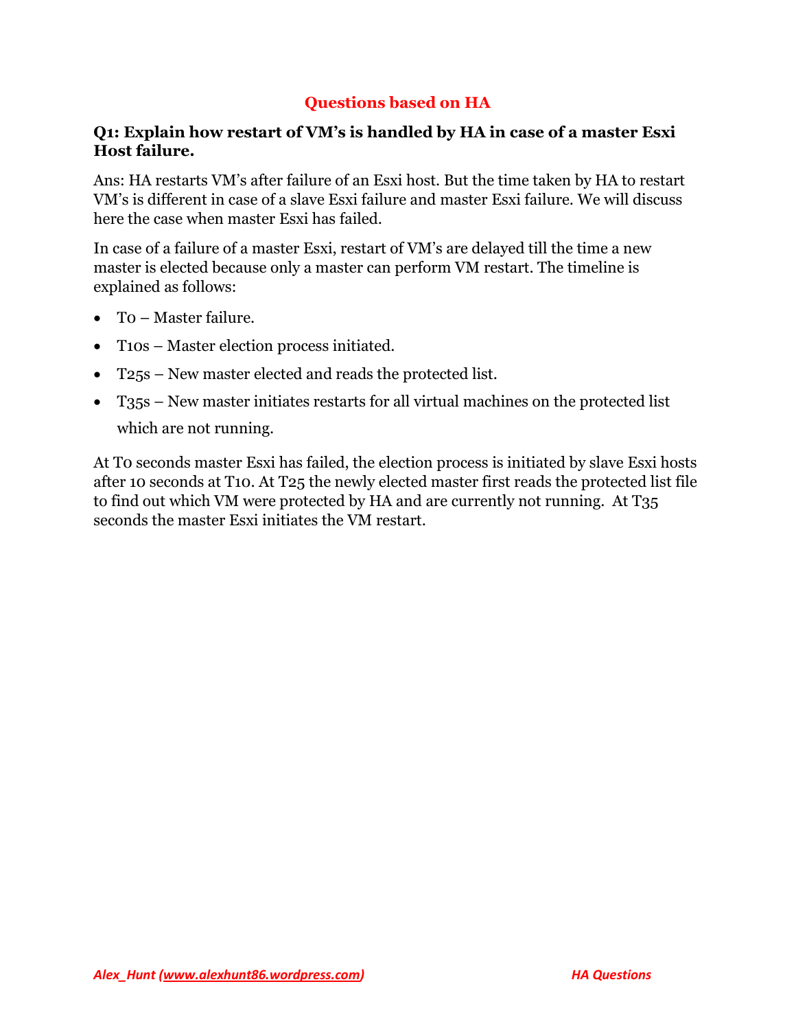## Questions based on HA

**Q1: Explain how restart of VM's is handled by HA in case of a master Esxi Host failure.**

Ans: HA restarts VM's after failure of an Esxi host. But the time taken by HA to restart VM's is different in case of a slave Esxi failure and master Esxi failure. We will discuss here the case when master Esxi has failed.

In case of a failure of a master Esxi, restart of VM's are delayed till the time a new master is elected because only a master can perform VM restart. The timeline is explained as follows:

- T0 – Master failure.
- T10s – Master election process initiated.
- T25s – New master elected and reads the protected list.
- T35s – New master initiates restarts for all virtual machines on the protected list which are not running.

At T0 seconds master Esxi has failed, the election process is initiated by slave Esxi hosts after 10 seconds at T10. At T25 the newly elected master first reads the protected list file to find out which VM were protected by HA and are currently not running. At T35 seconds the master Esxi initiates the VM restart.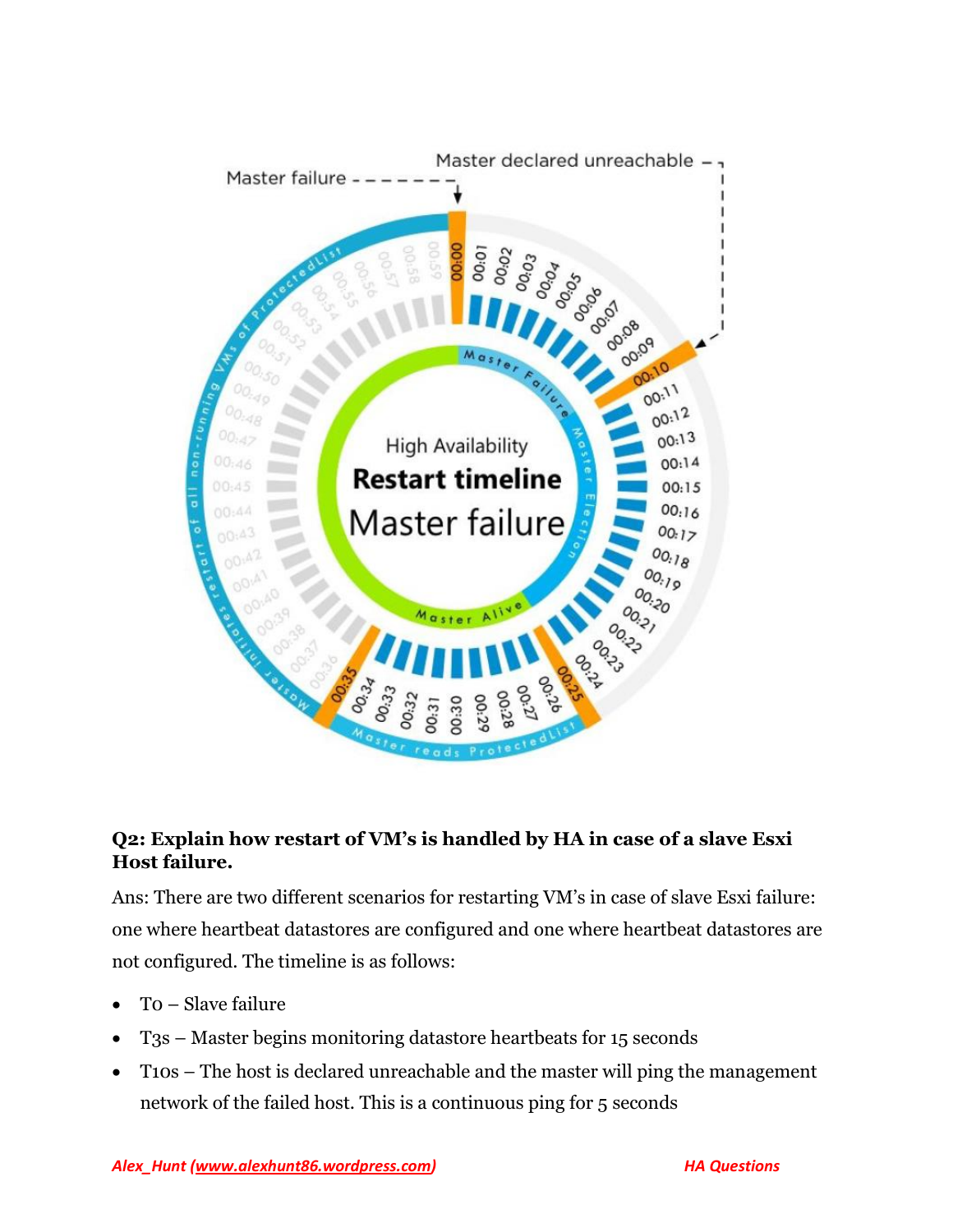**Q2: Explain how restart of VM's is handled by HA in case of a slave Esxi Host failure.**

Ans: There are two different scenarios for restarting VM's in case of slave Esxi failure: one where heartbeat datastores are configured and one where heartbeat datastores are not configured. The timeline is as follows:

- T0 – Slave failure
- T3s – Master begins monitoring datastore heartbeats for 15 seconds
- T10s – The host is declared unreachable and the master will ping the management network of the failed host. This is a continuous ping for 5 seconds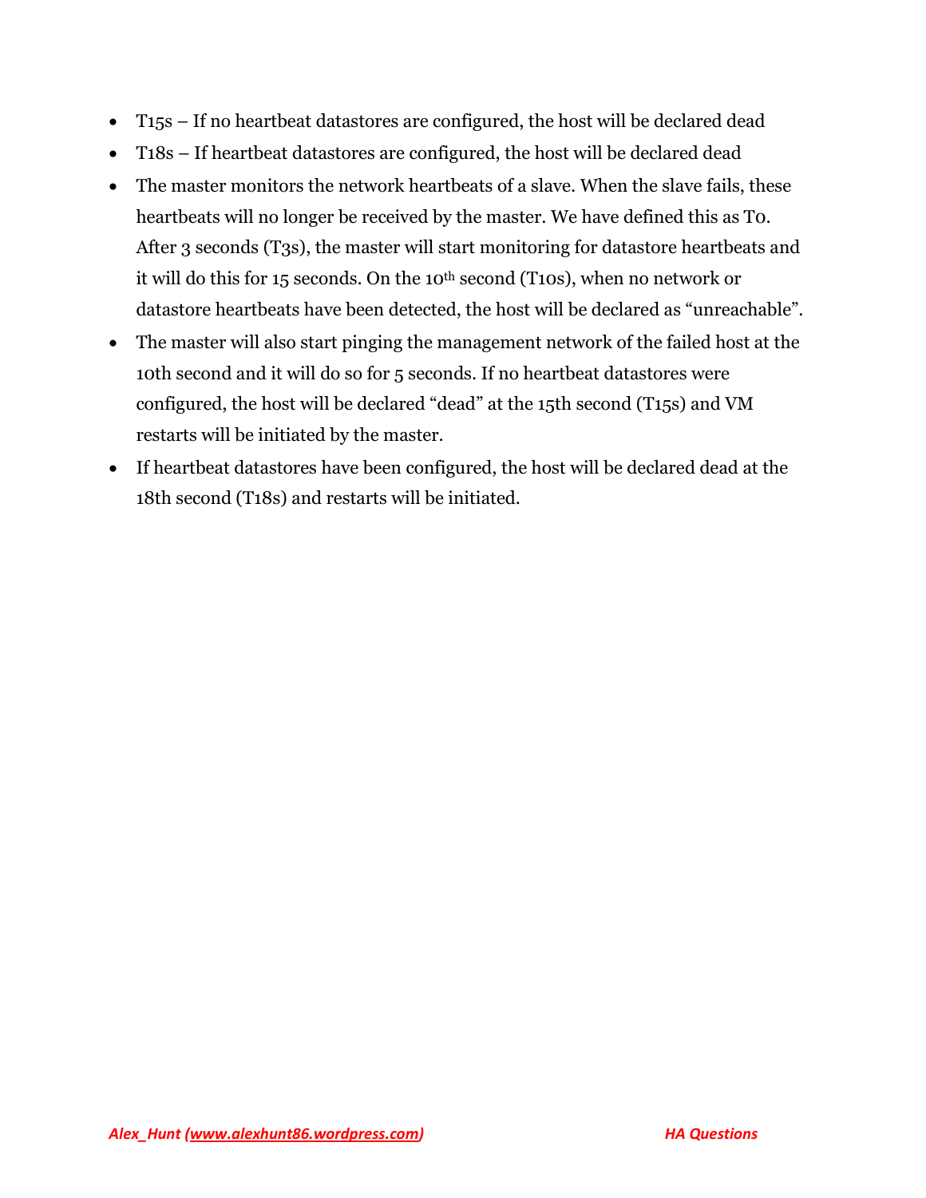- T15s – If no heartbeat datastores are configured, the host will be declared dead
- T18s – If heartbeat datastores are configured, the host will be declared dead
- The master monitors the network heartbeats of a slave. When the slave fails, these heartbeats will no longer be received by the master. We have defined this as T0. After 3 seconds (T3s), the master will start monitoring for datastore heartbeats and it will do this for 15 seconds. On the 10th second (T10s), when no network or datastore heartbeats have been detected, the host will be declared as "unreachable".
- The master will also start pinging the management network of the failed host at the 10th second and it will do so for 5 seconds. If no heartbeat datastores were configured, the host will be declared "dead" at the 15th second (T15s) and VM restarts will be initiated by the master.
- If heartbeat datastores have been configured, the host will be declared dead at the 18th second (T18s) and restarts will be initiated.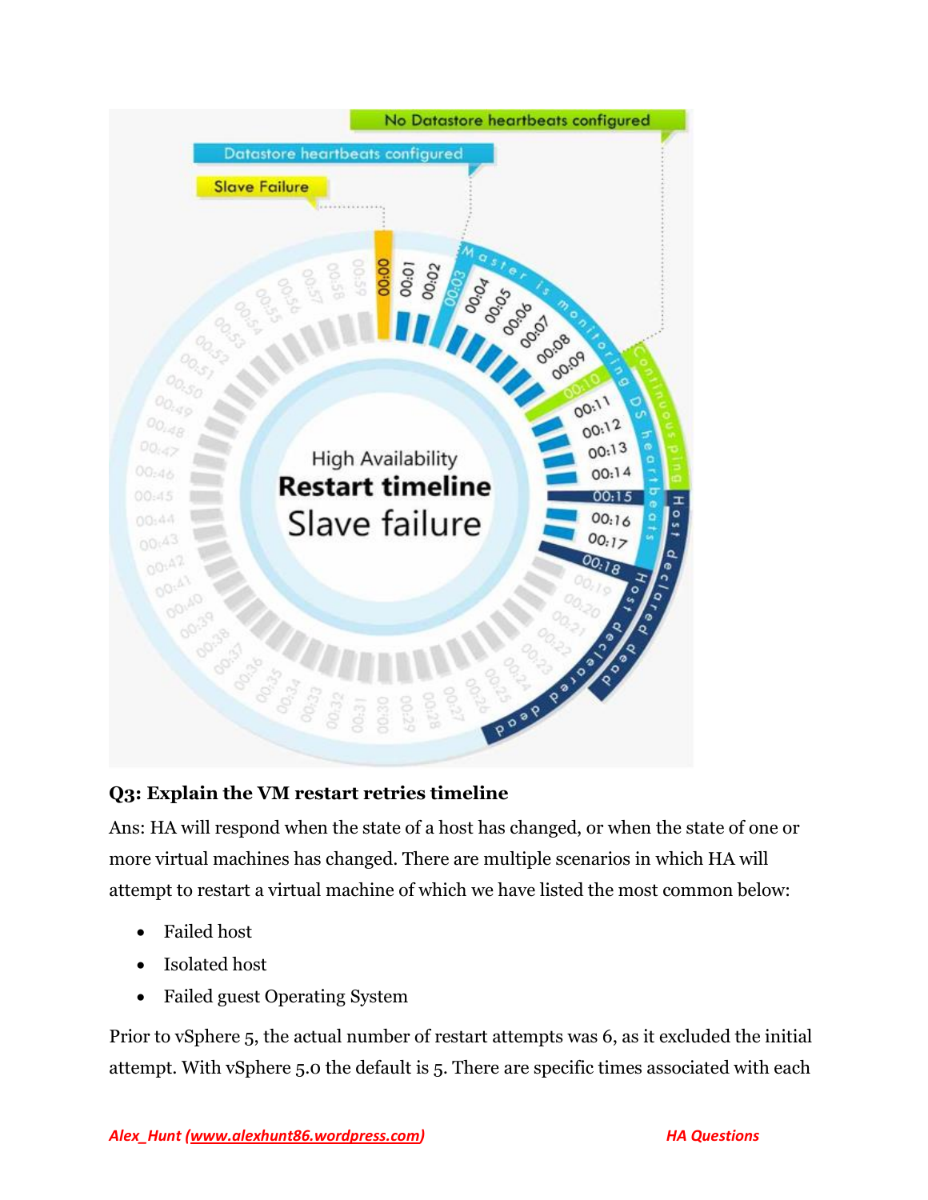**Q3: Explain the VM restart retries timeline**

Ans: HA will respond when the state of a host has changed, or when the state of one or more virtual machines has changed. There are multiple scenarios in which HA will attempt to restart a virtual machine of which we have listed the most common below:

- Failed host
- Isolated host
- Failed guest Operating System

Prior to vSphere 5, the actual number of restart attempts was 6, as it excluded the initial attempt. With vSphere 5.0 the default is 5. There are specific times associated with each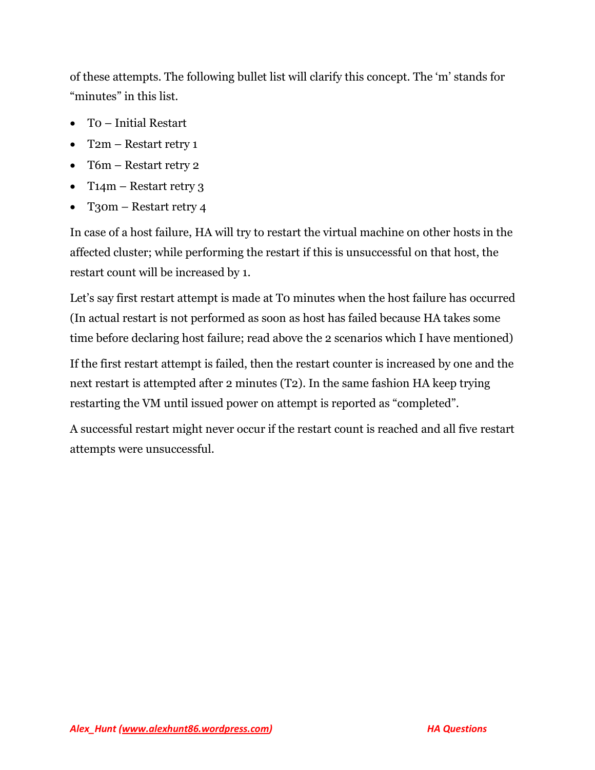of these attempts. The following bullet list will clarify this concept. The 'm' stands for "minutes" in this list.

- T0 – Initial Restart
- T2m – Restart retry 1
- T6m – Restart retry 2
- T14m – Restart retry 3
- T30m – Restart retry 4

In case of a host failure, HA will try to restart the virtual machine on other hosts in the affected cluster; while performing the restart if this is unsuccessful on that host, the restart count will be increased by 1.

Let's say first restart attempt is made at T0 minutes when the host failure has occurred (In actual restart is not performed as soon as host has failed because HA takes some time before declaring host failure; read above the 2 scenarios which I have mentioned)

If the first restart attempt is failed, then the restart counter is increased by one and the next restart is attempted after 2 minutes (T2). In the same fashion HA keep trying restarting the VM until issued power on attempt is reported as "completed".

A successful restart might never occur if the restart count is reached and all five restart attempts were unsuccessful.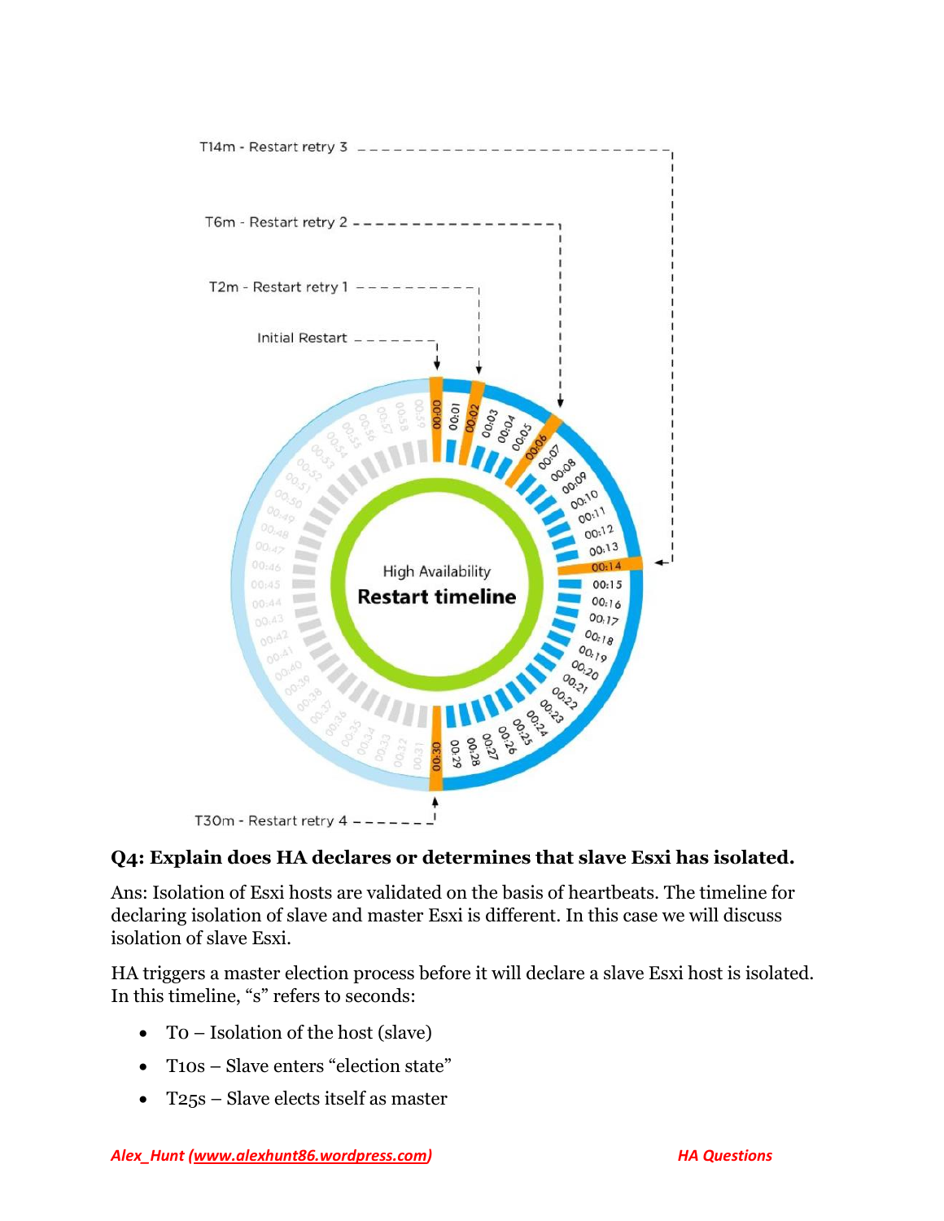T14m - Restart retry 3

T6m - Restart retry 2

T2m - Restart retry 1

Initial Restart

High Availability **Restart timeline**

T30m - Restart retry 4

**Q4: Explain does HA declares or determines that slave Esxi has isolated.**

Ans: Isolation of Esxi hosts are validated on the basis of heartbeats. The timeline for declaring isolation of slave and master Esxi is different. In this case we will discuss isolation of slave Esxi.

HA triggers a master election process before it will declare a slave Esxi host is isolated. In this timeline, “s” refers to seconds:

- T0 – Isolation of the host (slave)
- T10s – Slave enters “election state”
- T25s – Slave elects itself as master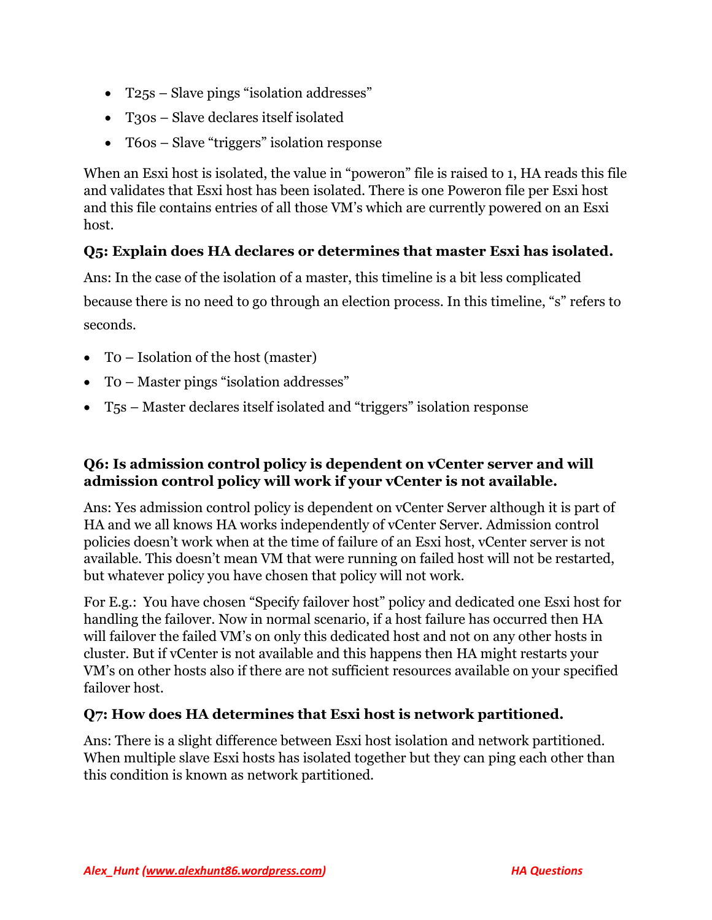- T25s – Slave pings “isolation addresses”
- T30s – Slave declares itself isolated
- T60s – Slave “triggers” isolation response

When an Esxi host is isolated, the value in “poweron” file is raised to 1, HA reads this file and validates that Esxi host has been isolated. There is one Poweron file per Esxi host and this file contains entries of all those VM’s which are currently powered on an Esxi host.

**Q5: Explain does HA declares or determines that master Esxi has isolated.**

Ans: In the case of the isolation of a master, this timeline is a bit less complicated because there is no need to go through an election process. In this timeline, “s” refers to seconds.

- T0 – Isolation of the host (master)
- T0 – Master pings “isolation addresses”
- T5s – Master declares itself isolated and “triggers” isolation response

**Q6: Is admission control policy is dependent on vCenter server and will admission control policy will work if your vCenter is not available.**

Ans: Yes admission control policy is dependent on vCenter Server although it is part of HA and we all knows HA works independently of vCenter Server. Admission control policies doesn’t work when at the time of failure of an Esxi host, vCenter server is not available. This doesn’t mean VM that were running on failed host will not be restarted, but whatever policy you have chosen that policy will not work.

For E.g.: You have chosen “Specify failover host” policy and dedicated one Esxi host for handling the failover. Now in normal scenario, if a host failure has occurred then HA will failover the failed VM’s on only this dedicated host and not on any other hosts in cluster. But if vCenter is not available and this happens then HA might restarts your VM’s on other hosts also if there are not sufficient resources available on your specified failover host.

**Q7: How does HA determines that Esxi host is network partitioned.**

Ans: There is a slight difference between Esxi host isolation and network partitioned. When multiple slave Esxi hosts has isolated together but they can ping each other than this condition is known as network partitioned.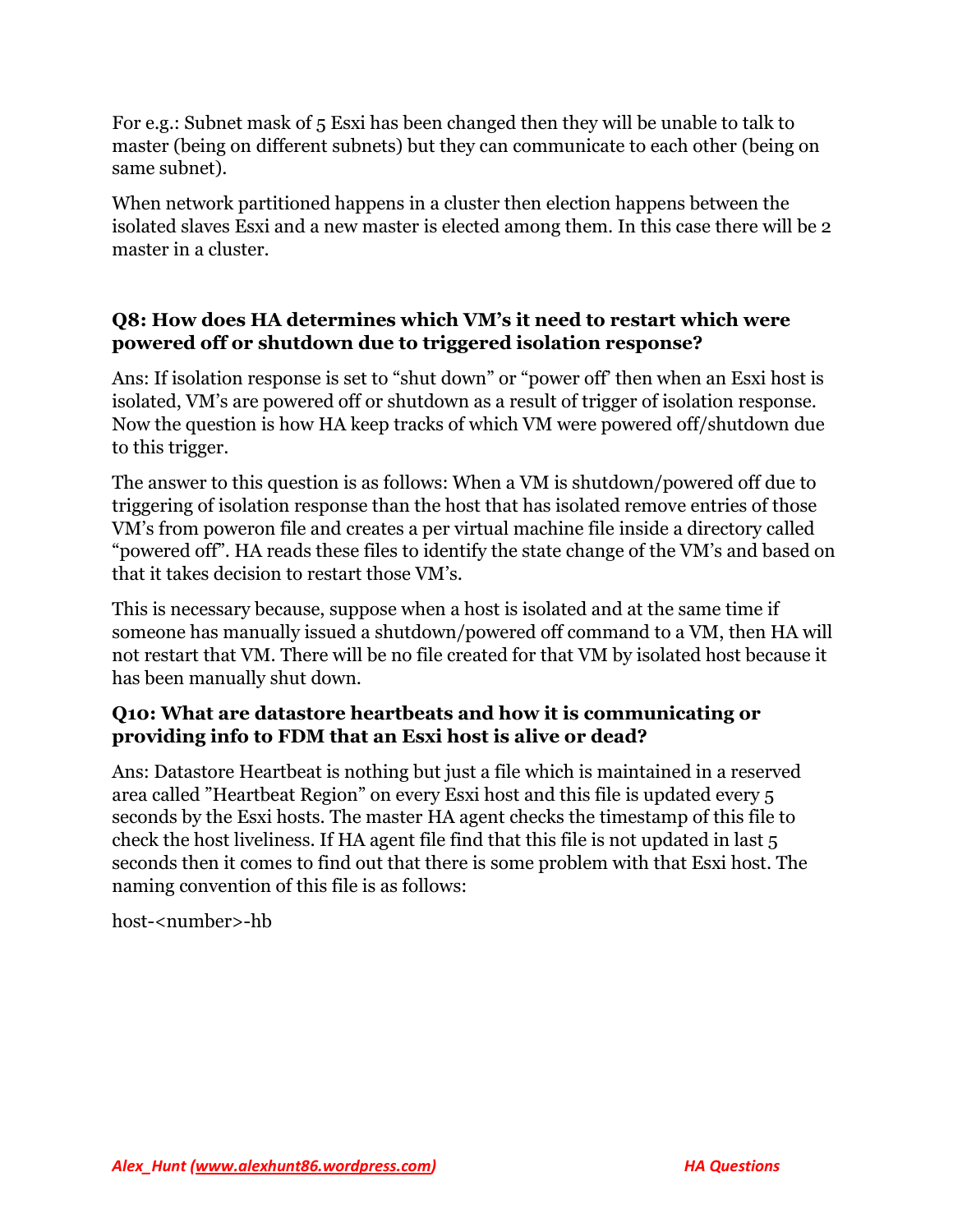For e.g.: Subnet mask of 5 Esxi has been changed then they will be unable to talk to master (being on different subnets) but they can communicate to each other (being on same subnet).

When network partitioned happens in a cluster then election happens between the isolated slaves Esxi and a new master is elected among them. In this case there will be 2 master in a cluster.

**Q8: How does HA determines which VM's it need to restart which were powered off or shutdown due to triggered isolation response?**

Ans: If isolation response is set to "shut down" or "power off' then when an Esxi host is isolated, VM's are powered off or shutdown as a result of trigger of isolation response. Now the question is how HA keep tracks of which VM were powered off/shutdown due to this trigger.

The answer to this question is as follows: When a VM is shutdown/powered off due to triggering of isolation response than the host that has isolated remove entries of those VM's from poweron file and creates a per virtual machine file inside a directory called "powered off". HA reads these files to identify the state change of the VM's and based on that it takes decision to restart those VM's.

This is necessary because, suppose when a host is isolated and at the same time if someone has manually issued a shutdown/powered off command to a VM, then HA will not restart that VM. There will be no file created for that VM by isolated host because it has been manually shut down.

**Q10: What are datastore heartbeats and how it is communicating or providing info to FDM that an Esxi host is alive or dead?**

Ans: Datastore Heartbeat is nothing but just a file which is maintained in a reserved area called "Heartbeat Region" on every Esxi host and this file is updated every 5 seconds by the Esxi hosts. The master HA agent checks the timestamp of this file to check the host liveliness. If HA agent file find that this file is not updated in last 5 seconds then it comes to find out that there is some problem with that Esxi host. The naming convention of this file is as follows:

host-<number>-hb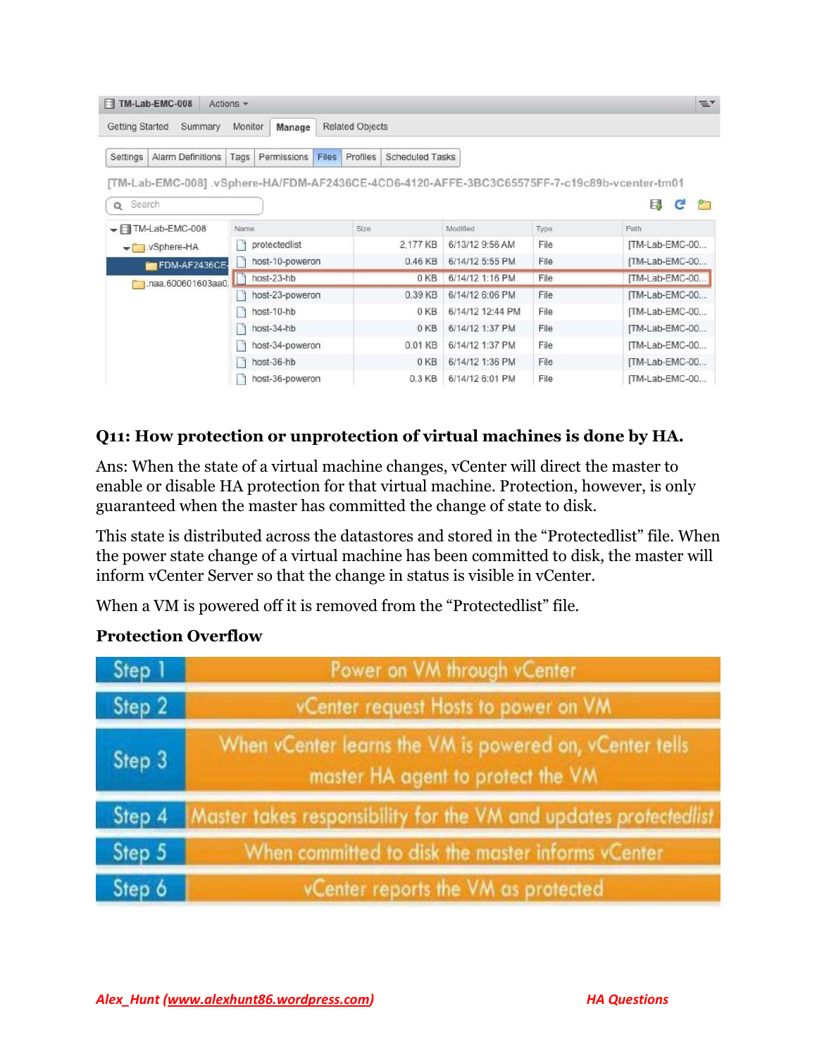| Name | Size | Modified | Type | Path |
|---|---|---|---|---|
| protectedlist | 2,177 KB | 6/13/12 9:56 AM | File | [TM-Lab-EMC-00... |
| host-10-poweron | 0.46 KB | 6/14/12 5:55 PM | File | [TM-Lab-EMC-00... |
| host-23-hb | 0 KB | 6/14/12 1:16 PM | File | [TM-Lab-EMC-00... |
| host-23-poweron | 0.39 KB | 6/14/12 6:06 PM | File | [TM-Lab-EMC-00... |
| host-10-hb | 0 KB | 6/14/12 12:44 PM | File | [TM-Lab-EMC-00... |
| host-34-hb | 0 KB | 6/14/12 1:37 PM | File | [TM-Lab-EMC-00... |
| host-34-poweron | 0.01 KB | 6/14/12 1:37 PM | File | [TM-Lab-EMC-00... |
| host-36-hb | 0 KB | 6/14/12 1:36 PM | File | [TM-Lab-EMC-00... |
| host-36-poweron | 0.3 KB | 6/14/12 6:01 PM | File | [TM-Lab-EMC-00... |

**Q11: How protection or unprotection of virtual machines is done by HA.**

Ans: When the state of a virtual machine changes, vCenter will direct the master to enable or disable HA protection for that virtual machine. Protection, however, is only guaranteed when the master has committed the change of state to disk.

This state is distributed across the datastores and stored in the "Protectedlist" file. When the power state change of a virtual machine has been committed to disk, the master will inform vCenter Server so that the change in status is visible in vCenter.

When a VM is powered off it is removed from the "Protectedlist" file.

**Protection Overflow**

| Step | Action |
|---|---|
| Step 1 | Power on VM through vCenter |
| Step 2 | vCenter request Hosts to power on VM |
| Step 3 | When vCenter learns the VM is powered on, vCenter tells master HA agent to protect the VM |
| Step 4 | Master takes responsibility for the VM and updates protectedlist |
| Step 5 | When committed to disk the master informs vCenter |
| Step 6 | vCenter reports the VM as protected |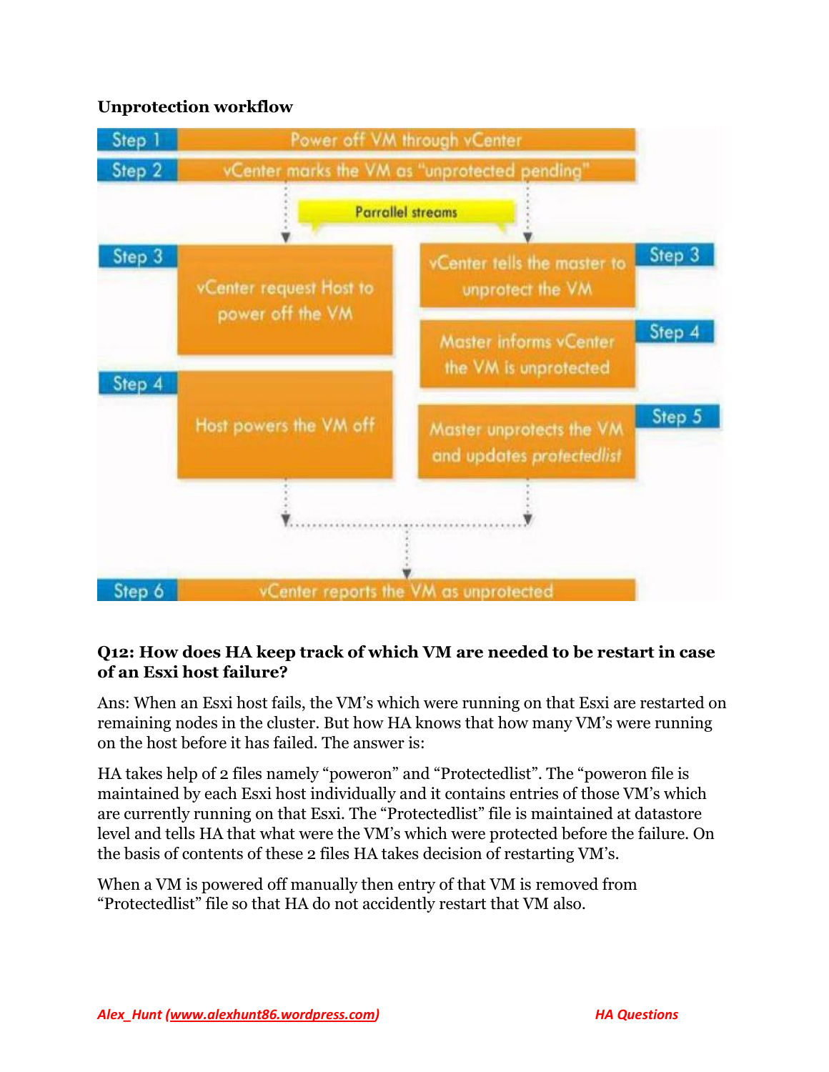**Unprotection workflow**

Step 1 — Power off VM through vCenter

Step 2 — vCenter marks the VM as "unprotected pending"

Parrallel streams

Step 3 — vCenter request Host to power off the VM

Step 4 — Host powers the VM off

Step 3 — vCenter tells the master to unprotect the VM

Step 4 — Master informs vCenter the VM is unprotected

Step 5 — Master unprotects the VM and updates *protectedlist*

Step 6 — vCenter reports the VM as unprotected

**Q12: How does HA keep track of which VM are needed to be restart in case of an Esxi host failure?**

Ans: When an Esxi host fails, the VM's which were running on that Esxi are restarted on remaining nodes in the cluster. But how HA knows that how many VM's were running on the host before it has failed. The answer is:

HA takes help of 2 files namely "poweron" and "Protectedlist". The "poweron file is maintained by each Esxi host individually and it contains entries of those VM's which are currently running on that Esxi. The "Protectedlist" file is maintained at datastore level and tells HA that what were the VM's which were protected before the failure. On the basis of contents of these 2 files HA takes decision of restarting VM's.

When a VM is powered off manually then entry of that VM is removed from "Protectedlist" file so that HA do not accidently restart that VM also.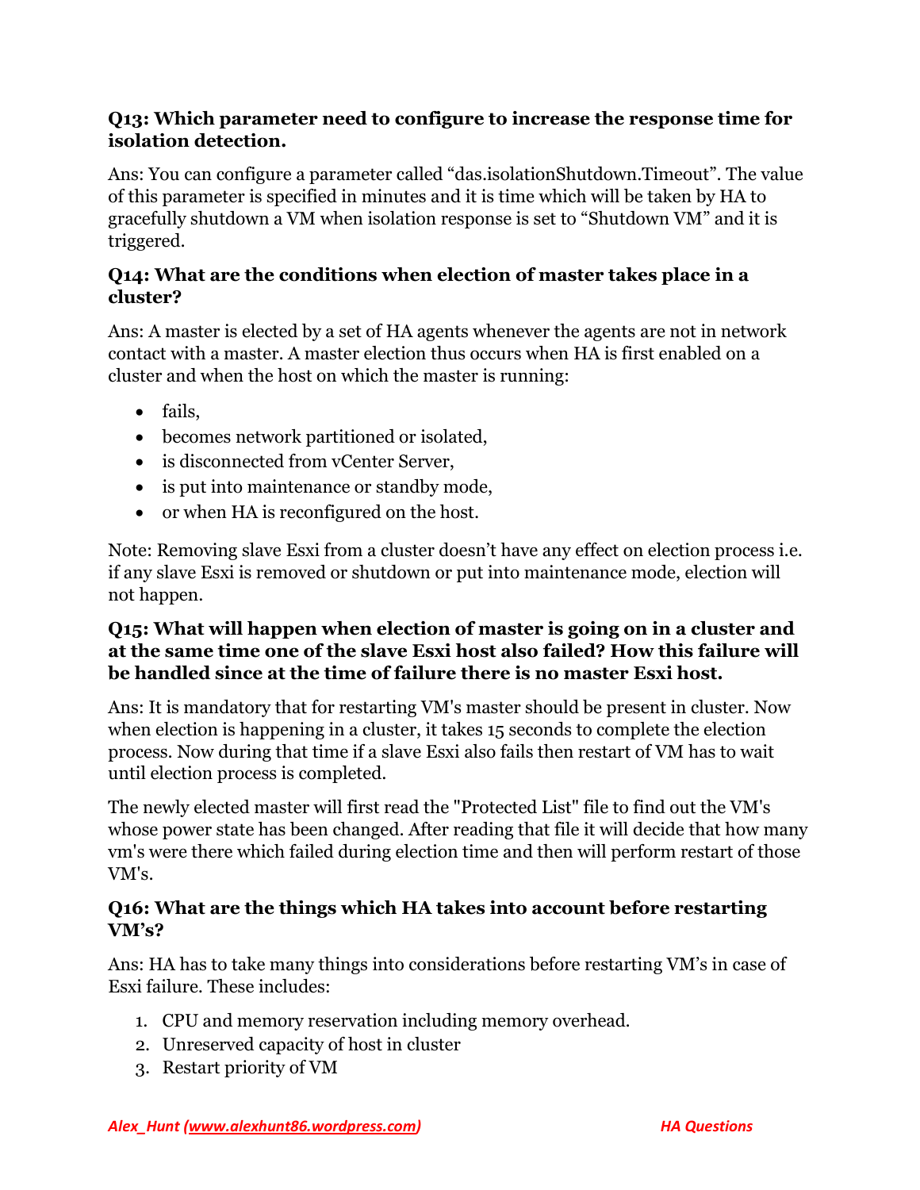**Q13: Which parameter need to configure to increase the response time for isolation detection.**

Ans: You can configure a parameter called “das.isolationShutdown.Timeout”. The value of this parameter is specified in minutes and it is time which will be taken by HA to gracefully shutdown a VM when isolation response is set to “Shutdown VM” and it is triggered.

**Q14: What are the conditions when election of master takes place in a cluster?**

Ans: A master is elected by a set of HA agents whenever the agents are not in network contact with a master. A master election thus occurs when HA is first enabled on a cluster and when the host on which the master is running:

- fails,
- becomes network partitioned or isolated,
- is disconnected from vCenter Server,
- is put into maintenance or standby mode,
- or when HA is reconfigured on the host.

Note: Removing slave Esxi from a cluster doesn’t have any effect on election process i.e. if any slave Esxi is removed or shutdown or put into maintenance mode, election will not happen.

**Q15: What will happen when election of master is going on in a cluster and at the same time one of the slave Esxi host also failed? How this failure will be handled since at the time of failure there is no master Esxi host.**

Ans: It is mandatory that for restarting VM's master should be present in cluster. Now when election is happening in a cluster, it takes 15 seconds to complete the election process. Now during that time if a slave Esxi also fails then restart of VM has to wait until election process is completed.

The newly elected master will first read the "Protected List" file to find out the VM's whose power state has been changed. After reading that file it will decide that how many vm's were there which failed during election time and then will perform restart of those VM's.

**Q16: What are the things which HA takes into account before restarting VM’s?**

Ans: HA has to take many things into considerations before restarting VM’s in case of Esxi failure. These includes:

1. CPU and memory reservation including memory overhead.
2. Unreserved capacity of host in cluster
3. Restart priority of VM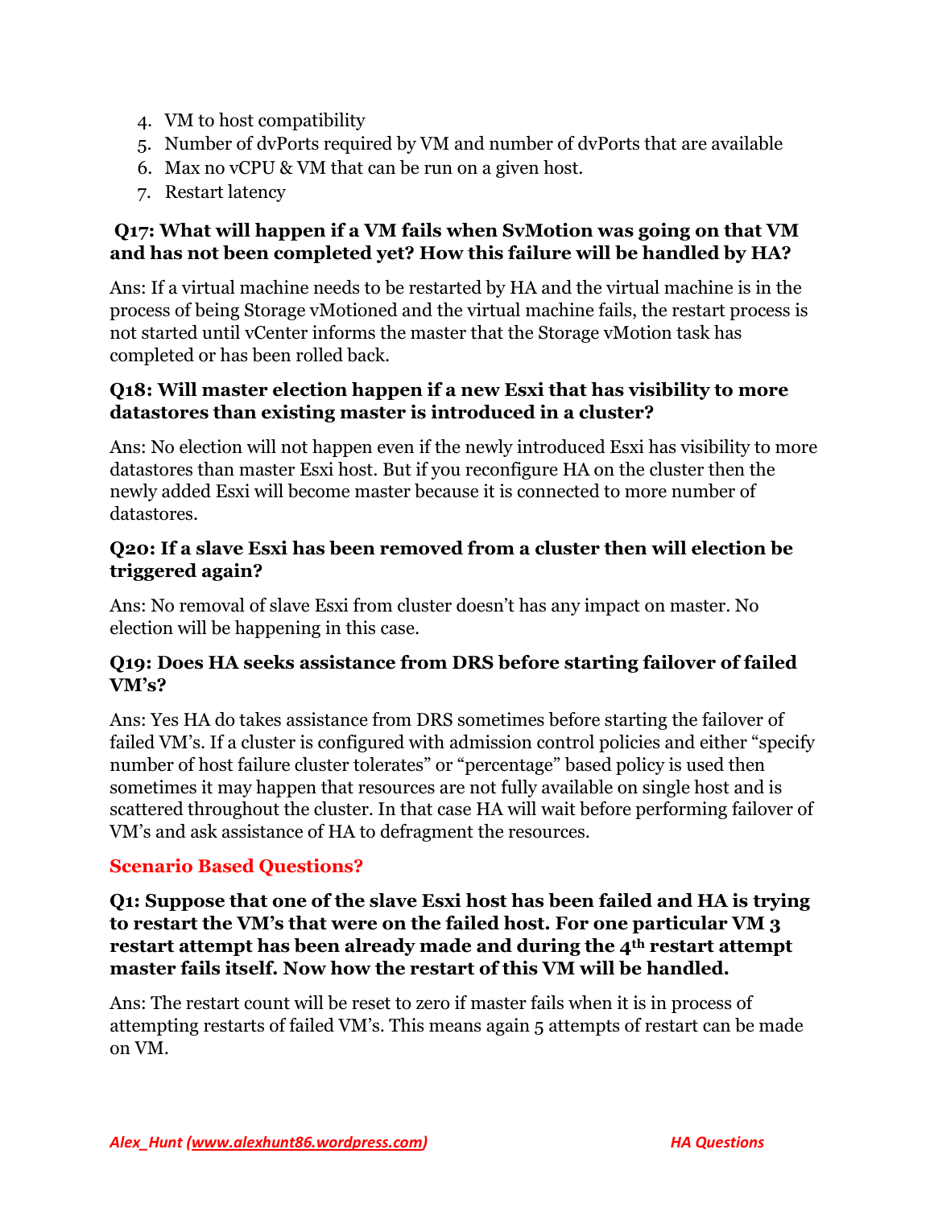4. VM to host compatibility
5. Number of dvPorts required by VM and number of dvPorts that are available
6. Max no vCPU & VM that can be run on a given host.
7. Restart latency

**Q17: What will happen if a VM fails when SvMotion was going on that VM and has not been completed yet? How this failure will be handled by HA?**

Ans: If a virtual machine needs to be restarted by HA and the virtual machine is in the process of being Storage vMotioned and the virtual machine fails, the restart process is not started until vCenter informs the master that the Storage vMotion task has completed or has been rolled back.

**Q18: Will master election happen if a new Esxi that has visibility to more datastores than existing master is introduced in a cluster?**

Ans: No election will not happen even if the newly introduced Esxi has visibility to more datastores than master Esxi host. But if you reconfigure HA on the cluster then the newly added Esxi will become master because it is connected to more number of datastores.

**Q20: If a slave Esxi has been removed from a cluster then will election be triggered again?**

Ans: No removal of slave Esxi from cluster doesn't has any impact on master. No election will be happening in this case.

**Q19: Does HA seeks assistance from DRS before starting failover of failed VM's?**

Ans: Yes HA do takes assistance from DRS sometimes before starting the failover of failed VM's. If a cluster is configured with admission control policies and either "specify number of host failure cluster tolerates" or "percentage" based policy is used then sometimes it may happen that resources are not fully available on single host and is scattered throughout the cluster. In that case HA will wait before performing failover of VM's and ask assistance of HA to defragment the resources.

## Scenario Based Questions?

**Q1: Suppose that one of the slave Esxi host has been failed and HA is trying to restart the VM's that were on the failed host. For one particular VM 3 restart attempt has been already made and during the 4th restart attempt master fails itself. Now how the restart of this VM will be handled.**

Ans: The restart count will be reset to zero if master fails when it is in process of attempting restarts of failed VM's. This means again 5 attempts of restart can be made on VM.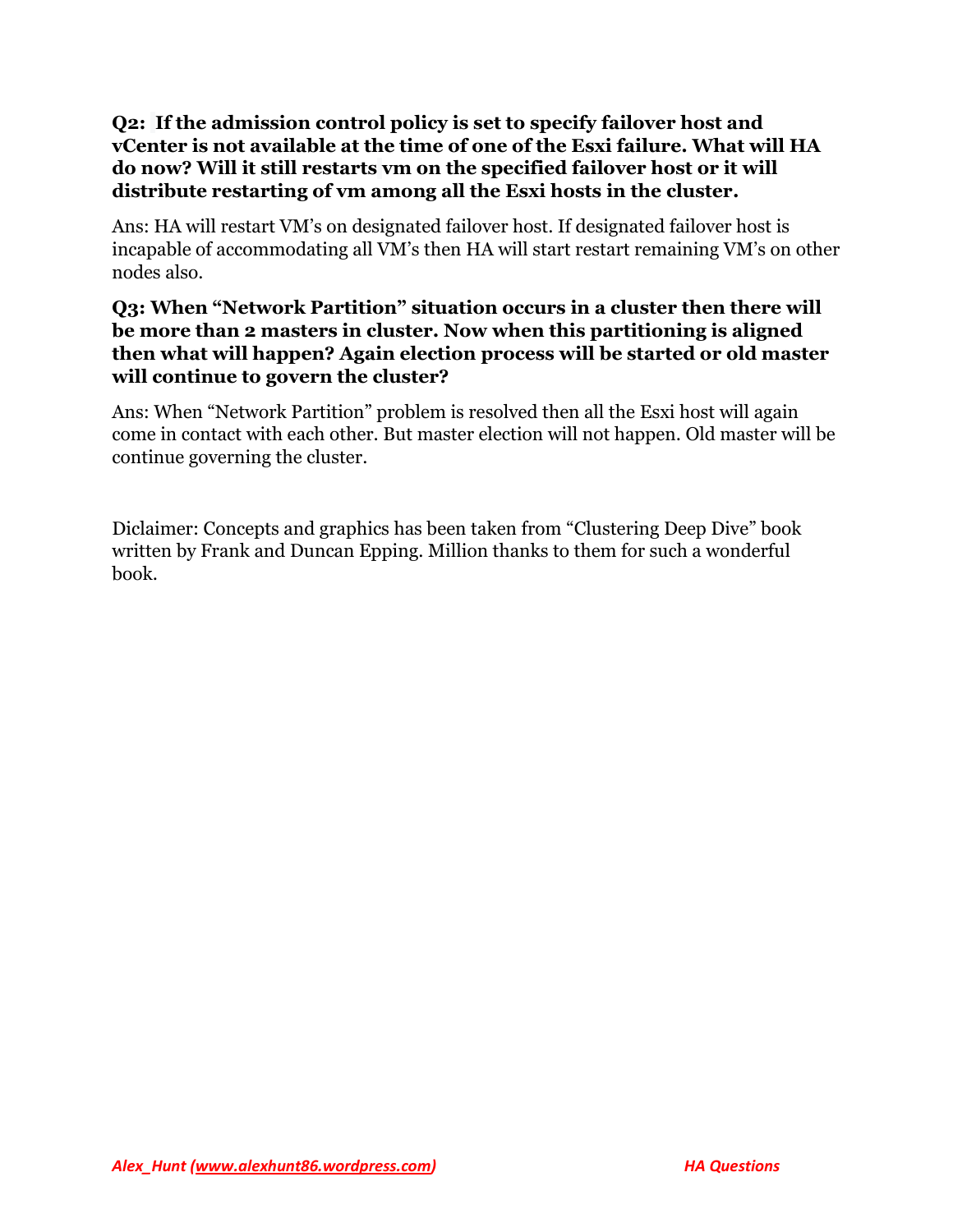**Q2: If the admission control policy is set to specify failover host and vCenter is not available at the time of one of the Esxi failure. What will HA do now? Will it still restarts vm on the specified failover host or it will distribute restarting of vm among all the Esxi hosts in the cluster.**

Ans: HA will restart VM's on designated failover host. If designated failover host is incapable of accommodating all VM's then HA will start restart remaining VM's on other nodes also.

**Q3: When "Network Partition" situation occurs in a cluster then there will be more than 2 masters in cluster. Now when this partitioning is aligned then what will happen? Again election process will be started or old master will continue to govern the cluster?**

Ans: When "Network Partition" problem is resolved then all the Esxi host will again come in contact with each other. But master election will not happen. Old master will be continue governing the cluster.

Diclaimer: Concepts and graphics has been taken from "Clustering Deep Dive" book written by Frank and Duncan Epping. Million thanks to them for such a wonderful book.